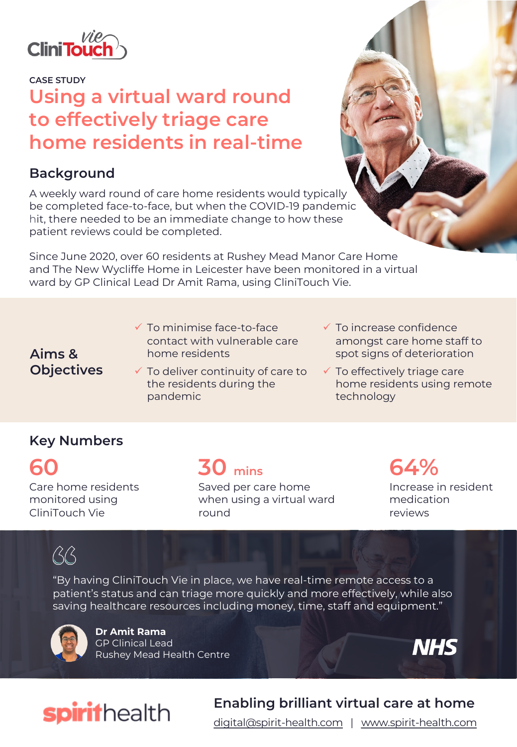CliniTouch Vie

CASE STUDY

# Using a virtual ward round to effectively triage care home residents in real-time

## Background

A weekly ward round of care home residents would typically be completed face-to-face, but when the COVID-19 pandemic hit, there needed to be an immediate change to how these patient reviews could be completed.

Since June 2020, over 60 residents at Rushey Mead Manor Care Home and The New Wycliffe Home in Leicester have been monitored in a virtual ward by GP Clinical Lead Dr Amit Rama, using CliniTouch Vie.

## Aims & Objectives

- ✓ To minimise face-to-face contact with vulnerable care home residents
- ✓ To deliver continuity of care to the residents during the pandemic
- ✓ To increase confidence amongst care home staff to spot signs of deterioration
- ✓ To effectively triage care home residents using remote technology

## Key Numbers

**60**
Care home residents monitored using CliniTouch Vie

**30 mins**
Saved per care home when using a virtual ward round

**64%**
Increase in resident medication reviews

> "By having CliniTouch Vie in place, we have real-time remote access to a patient's status and can triage more quickly and more effectively, while also saving healthcare resources including money, time, staff and equipment."

**Dr Amit Rama**
GP Clinical Lead
Rushey Mead Health Centre

NHS

spirithealth

**Enabling brilliant virtual care at home**

digital@spirit-health.com | www.spirit-health.com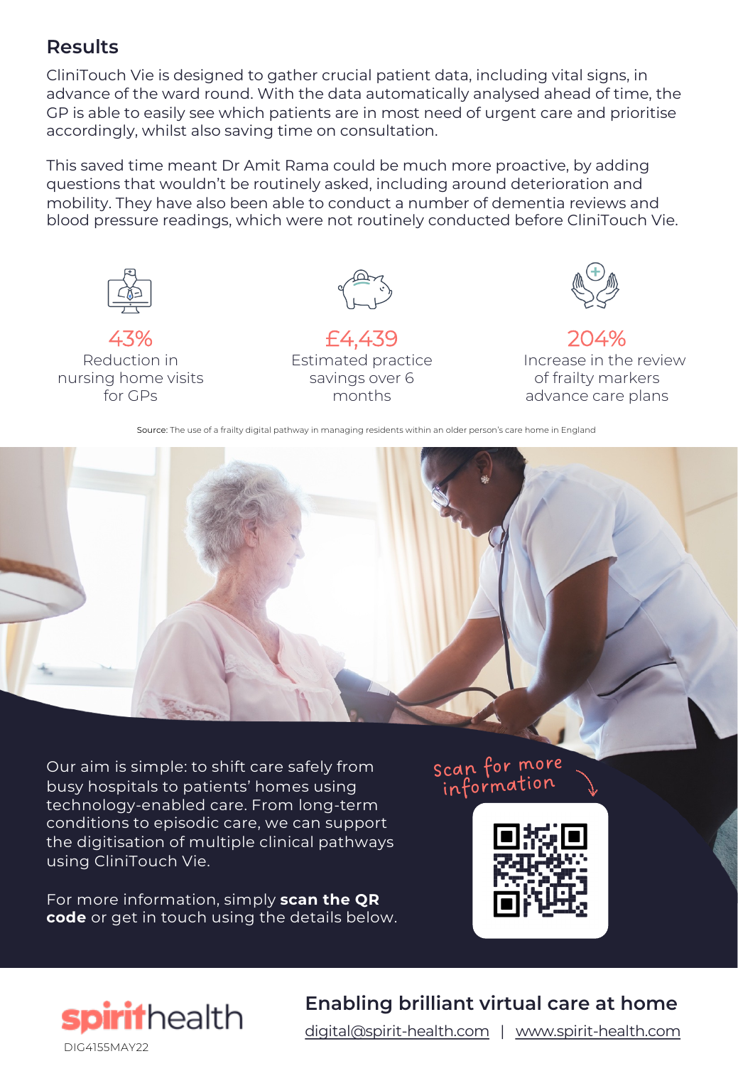## Results

CliniTouch Vie is designed to gather crucial patient data, including vital signs, in advance of the ward round. With the data automatically analysed ahead of time, the GP is able to easily see which patients are in most need of urgent care and prioritise accordingly, whilst also saving time on consultation.

This saved time meant Dr Amit Rama could be much more proactive, by adding questions that wouldn't be routinely asked, including around deterioration and mobility. They have also been able to conduct a number of dementia reviews and blood pressure readings, which were not routinely conducted before CliniTouch Vie.

**43%**
Reduction in nursing home visits for GPs

**£4,439**
Estimated practice savings over 6 months

**204%**
Increase in the review of frailty markers advance care plans

Source: The use of a frailty digital pathway in managing residents within an older person's care home in England

Our aim is simple: to shift care safely from busy hospitals to patients' homes using technology-enabled care. From long-term conditions to episodic care, we can support the digitisation of multiple clinical pathways using CliniTouch Vie.

For more information, simply **scan the QR code** or get in touch using the details below.

Scan for more information

spirithealth

DIG4155MAY22

**Enabling brilliant virtual care at home**

digital@spirit-health.com | www.spirit-health.com